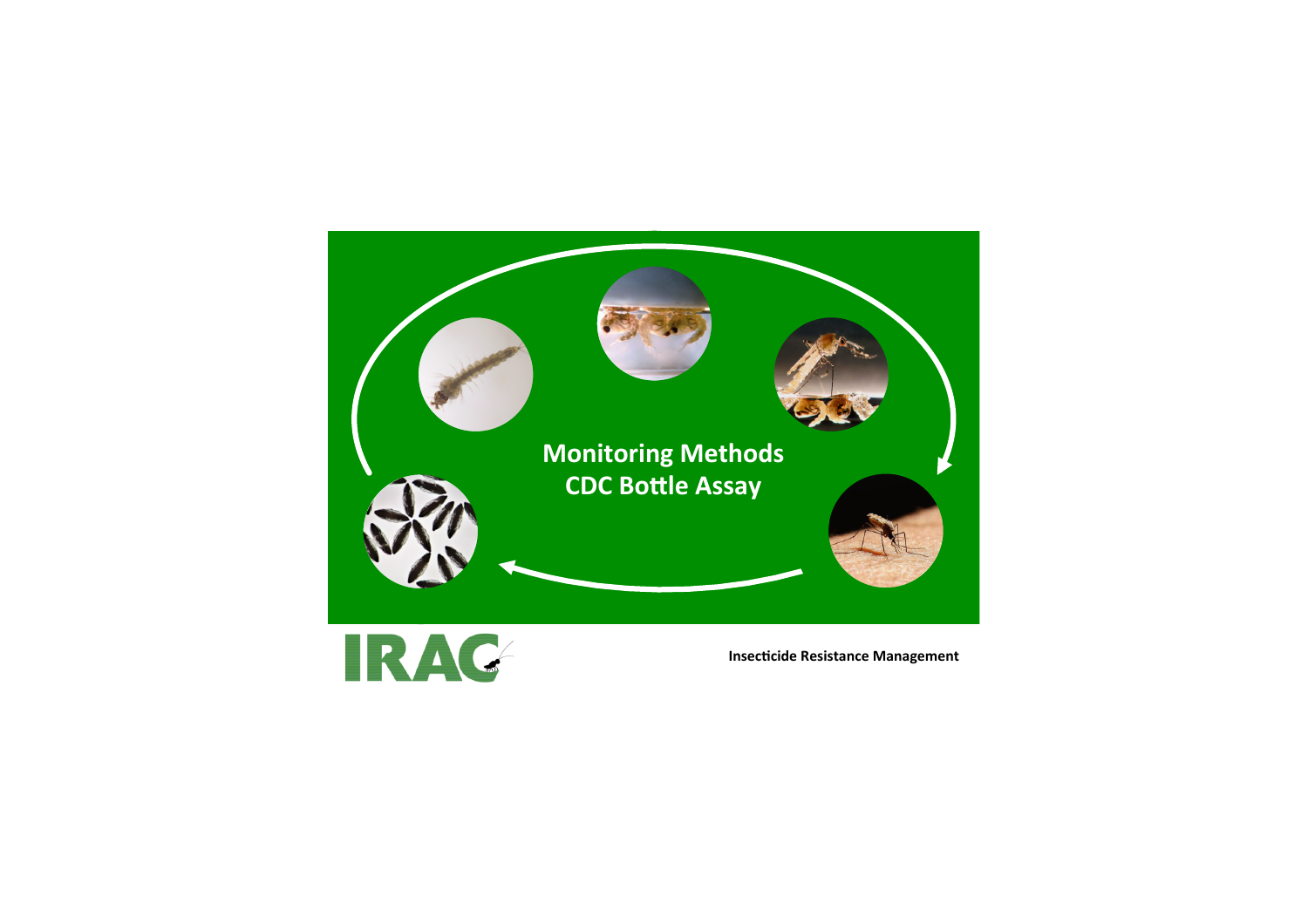# Monitoring Methods
# CDC Bottle Assay

IRAC

**Insecticide Resistance Management**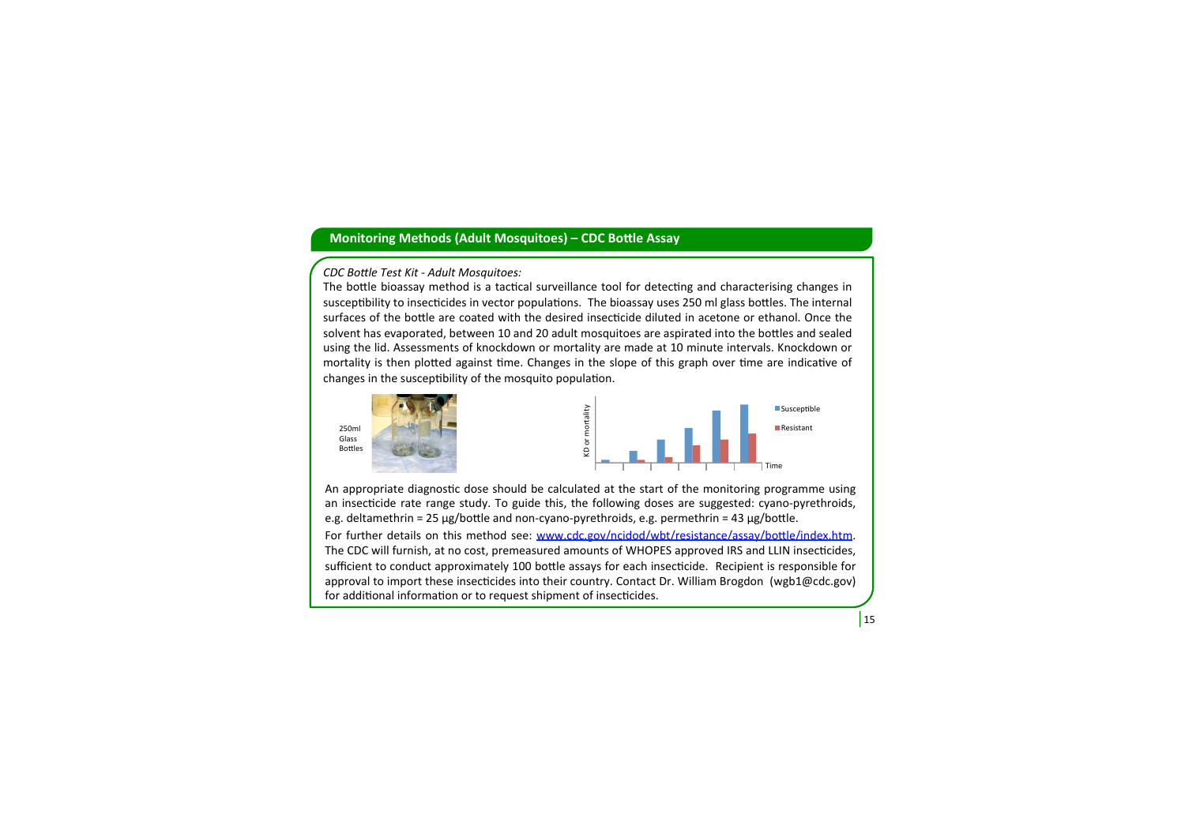## Monitoring Methods (Adult Mosquitoes) – CDC Bottle Assay

*CDC Bottle Test Kit - Adult Mosquitoes:*

The bottle bioassay method is a tactical surveillance tool for detecting and characterising changes in susceptibility to insecticides in vector populations. The bioassay uses 250 ml glass bottles. The internal surfaces of the bottle are coated with the desired insecticide diluted in acetone or ethanol. Once the solvent has evaporated, between 10 and 20 adult mosquitoes are aspirated into the bottles and sealed using the lid. Assessments of knockdown or mortality are made at 10 minute intervals. Knockdown or mortality is then plotted against time. Changes in the slope of this graph over time are indicative of changes in the susceptibility of the mosquito population.

250ml Glass Bottles

KD or mortality

Time

Susceptible

Resistant

An appropriate diagnostic dose should be calculated at the start of the monitoring programme using an insecticide rate range study. To guide this, the following doses are suggested: cyano-pyrethroids, e.g. deltamethrin = 25 µg/bottle and non-cyano-pyrethroids, e.g. permethrin = 43 µg/bottle.

For further details on this method see: [www.cdc.gov/ncidod/wbt/resistance/assay/bottle/index.htm](http://www.cdc.gov/ncidod/wbt/resistance/assay/bottle/index.htm). The CDC will furnish, at no cost, premeasured amounts of WHOPES approved IRS and LLIN insecticides, sufficient to conduct approximately 100 bottle assays for each insecticide. Recipient is responsible for approval to import these insecticides into their country. Contact Dr. William Brogdon (wgb1@cdc.gov) for additional information or to request shipment of insecticides.